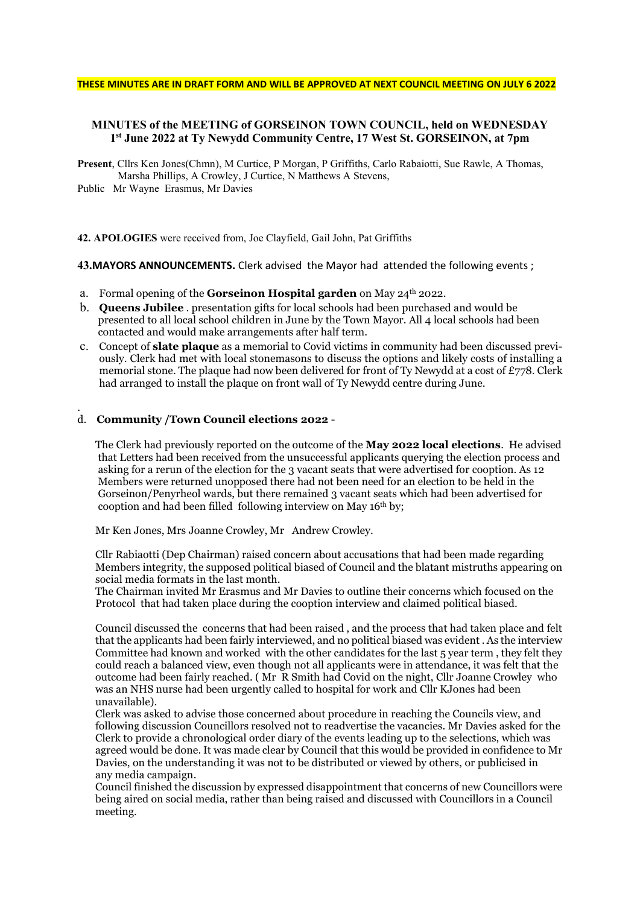**THESE MINUTES ARE IN DRAFT FORM AND WILL BE APPROVED AT NEXT COUNCIL MEETING ON JULY 6 2022**

## MINUTES of the MEETING of GORSEINON TOWN COUNCIL, held on WEDNESDAY 1st June 2022 at Ty Newydd Community Centre, 17 West St. GORSEINON, at 7pm

**Present**, Cllrs Ken Jones(Chmn), M Curtice, P Morgan, P Griffiths, Carlo Rabaiotti, Sue Rawle, A Thomas, Marsha Phillips, A Crowley, J Curtice, N Matthews A Stevens,
Public Mr Wayne Erasmus, Mr Davies

**42. APOLOGIES** were received from, Joe Clayfield, Gail John, Pat Griffiths

**43.MAYORS ANNOUNCEMENTS.** Clerk advised the Mayor had attended the following events ;

a. Formal opening of the **Gorseinon Hospital garden** on May 24th 2022.
b. **Queens Jubilee** . presentation gifts for local schools had been purchased and would be presented to all local school children in June by the Town Mayor. All 4 local schools had been contacted and would make arrangements after half term.
c. Concept of **slate plaque** as a memorial to Covid victims in community had been discussed previously. Clerk had met with local stonemasons to discuss the options and likely costs of installing a memorial stone. The plaque had now been delivered for front of Ty Newydd at a cost of £778. Clerk had arranged to install the plaque on front wall of Ty Newydd centre during June.

.
d. **Community /Town Council elections 2022** -

The Clerk had previously reported on the outcome of the **May 2022 local elections**. He advised that Letters had been received from the unsuccessful applicants querying the election process and asking for a rerun of the election for the 3 vacant seats that were advertised for cooption. As 12 Members were returned unopposed there had not been need for an election to be held in the Gorseinon/Penyrheol wards, but there remained 3 vacant seats which had been advertised for cooption and had been filled following interview on May 16th by;

Mr Ken Jones, Mrs Joanne Crowley, Mr Andrew Crowley.

Cllr Rabiaotti (Dep Chairman) raised concern about accusations that had been made regarding Members integrity, the supposed political biased of Council and the blatant mistruths appearing on social media formats in the last month.
The Chairman invited Mr Erasmus and Mr Davies to outline their concerns which focused on the Protocol that had taken place during the cooption interview and claimed political biased.

Council discussed the concerns that had been raised , and the process that had taken place and felt that the applicants had been fairly interviewed, and no political biased was evident . As the interview Committee had known and worked with the other candidates for the last 5 year term , they felt they could reach a balanced view, even though not all applicants were in attendance, it was felt that the outcome had been fairly reached. ( Mr R Smith had Covid on the night, Cllr Joanne Crowley who was an NHS nurse had been urgently called to hospital for work and Cllr KJones had been unavailable).
Clerk was asked to advise those concerned about procedure in reaching the Councils view, and following discussion Councillors resolved not to readvertise the vacancies. Mr Davies asked for the Clerk to provide a chronological order diary of the events leading up to the selections, which was agreed would be done. It was made clear by Council that this would be provided in confidence to Mr Davies, on the understanding it was not to be distributed or viewed by others, or publicised in any media campaign.
Council finished the discussion by expressed disappointment that concerns of new Councillors were being aired on social media, rather than being raised and discussed with Councillors in a Council meeting.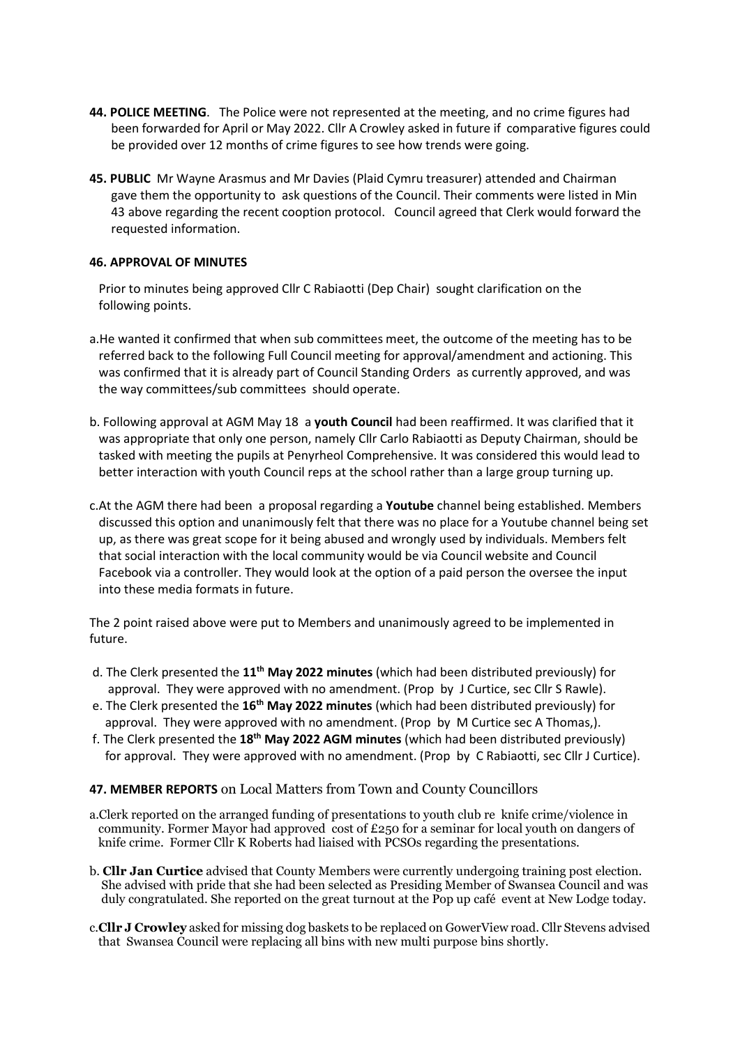**44. POLICE MEETING**. The Police were not represented at the meeting, and no crime figures had been forwarded for April or May 2022. Cllr A Crowley asked in future if comparative figures could be provided over 12 months of crime figures to see how trends were going.

**45. PUBLIC** Mr Wayne Arasmus and Mr Davies (Plaid Cymru treasurer) attended and Chairman gave them the opportunity to ask questions of the Council. Their comments were listed in Min 43 above regarding the recent cooption protocol. Council agreed that Clerk would forward the requested information.

**46. APPROVAL OF MINUTES**

Prior to minutes being approved Cllr C Rabiaotti (Dep Chair) sought clarification on the following points.

a.He wanted it confirmed that when sub committees meet, the outcome of the meeting has to be referred back to the following Full Council meeting for approval/amendment and actioning. This was confirmed that it is already part of Council Standing Orders as currently approved, and was the way committees/sub committees should operate.

b. Following approval at AGM May 18 a **youth Council** had been reaffirmed. It was clarified that it was appropriate that only one person, namely Cllr Carlo Rabiaotti as Deputy Chairman, should be tasked with meeting the pupils at Penyrheol Comprehensive. It was considered this would lead to better interaction with youth Council reps at the school rather than a large group turning up.

c.At the AGM there had been a proposal regarding a **Youtube** channel being established. Members discussed this option and unanimously felt that there was no place for a Youtube channel being set up, as there was great scope for it being abused and wrongly used by individuals. Members felt that social interaction with the local community would be via Council website and Council Facebook via a controller. They would look at the option of a paid person the oversee the input into these media formats in future.

The 2 point raised above were put to Members and unanimously agreed to be implemented in future.

d. The Clerk presented the **11th May 2022 minutes** (which had been distributed previously) for approval. They were approved with no amendment. (Prop by J Curtice, sec Cllr S Rawle).

e. The Clerk presented the **16th May 2022 minutes** (which had been distributed previously) for approval. They were approved with no amendment. (Prop by M Curtice sec A Thomas,).

f. The Clerk presented the **18th May 2022 AGM minutes** (which had been distributed previously) for approval. They were approved with no amendment. (Prop by C Rabiaotti, sec Cllr J Curtice).

**47. MEMBER REPORTS** on Local Matters from Town and County Councillors

a.Clerk reported on the arranged funding of presentations to youth club re knife crime/violence in community. Former Mayor had approved cost of £250 for a seminar for local youth on dangers of knife crime. Former Cllr K Roberts had liaised with PCSOs regarding the presentations.

b. **Cllr Jan Curtice** advised that County Members were currently undergoing training post election. She advised with pride that she had been selected as Presiding Member of Swansea Council and was duly congratulated. She reported on the great turnout at the Pop up café event at New Lodge today.

c.**Cllr J Crowley** asked for missing dog baskets to be replaced on GowerView road. Cllr Stevens advised that Swansea Council were replacing all bins with new multi purpose bins shortly.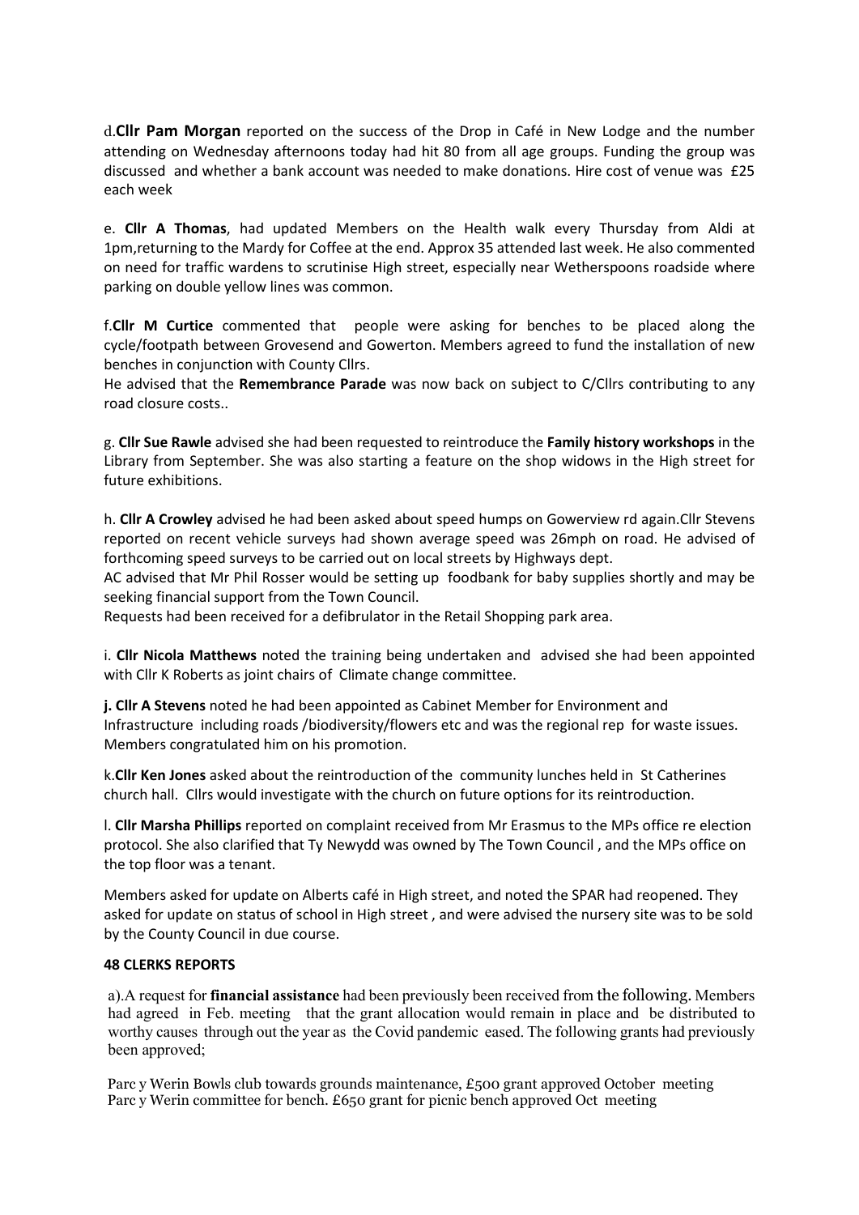d.**Cllr Pam Morgan** reported on the success of the Drop in Café in New Lodge and the number attending on Wednesday afternoons today had hit 80 from all age groups. Funding the group was discussed and whether a bank account was needed to make donations. Hire cost of venue was £25 each week

e. **Cllr A Thomas**, had updated Members on the Health walk every Thursday from Aldi at 1pm,returning to the Mardy for Coffee at the end. Approx 35 attended last week. He also commented on need for traffic wardens to scrutinise High street, especially near Wetherspoons roadside where parking on double yellow lines was common.

f.**Cllr M Curtice** commented that people were asking for benches to be placed along the cycle/footpath between Grovesend and Gowerton. Members agreed to fund the installation of new benches in conjunction with County Cllrs.
He advised that the **Remembrance Parade** was now back on subject to C/Cllrs contributing to any road closure costs..

g. **Cllr Sue Rawle** advised she had been requested to reintroduce the **Family history workshops** in the Library from September. She was also starting a feature on the shop widows in the High street for future exhibitions.

h. **Cllr A Crowley** advised he had been asked about speed humps on Gowerview rd again.Cllr Stevens reported on recent vehicle surveys had shown average speed was 26mph on road. He advised of forthcoming speed surveys to be carried out on local streets by Highways dept.
AC advised that Mr Phil Rosser would be setting up foodbank for baby supplies shortly and may be seeking financial support from the Town Council.
Requests had been received for a defibrulator in the Retail Shopping park area.

i. **Cllr Nicola Matthews** noted the training being undertaken and advised she had been appointed with Cllr K Roberts as joint chairs of Climate change committee.

**j. Cllr A Stevens** noted he had been appointed as Cabinet Member for Environment and Infrastructure including roads /biodiversity/flowers etc and was the regional rep for waste issues. Members congratulated him on his promotion.

k.**Cllr Ken Jones** asked about the reintroduction of the community lunches held in St Catherines church hall. Cllrs would investigate with the church on future options for its reintroduction.

l. **Cllr Marsha Phillips** reported on complaint received from Mr Erasmus to the MPs office re election protocol. She also clarified that Ty Newydd was owned by The Town Council , and the MPs office on the top floor was a tenant.

Members asked for update on Alberts café in High street, and noted the SPAR had reopened. They asked for update on status of school in High street , and were advised the nursery site was to be sold by the County Council in due course.

**48 CLERKS REPORTS**

a).A request for **financial assistance** had been previously been received from the following. Members had agreed in Feb. meeting that the grant allocation would remain in place and be distributed to worthy causes through out the year as the Covid pandemic eased. The following grants had previously been approved;

Parc y Werin Bowls club towards grounds maintenance, £500 grant approved October meeting
Parc y Werin committee for bench. £650 grant for picnic bench approved Oct meeting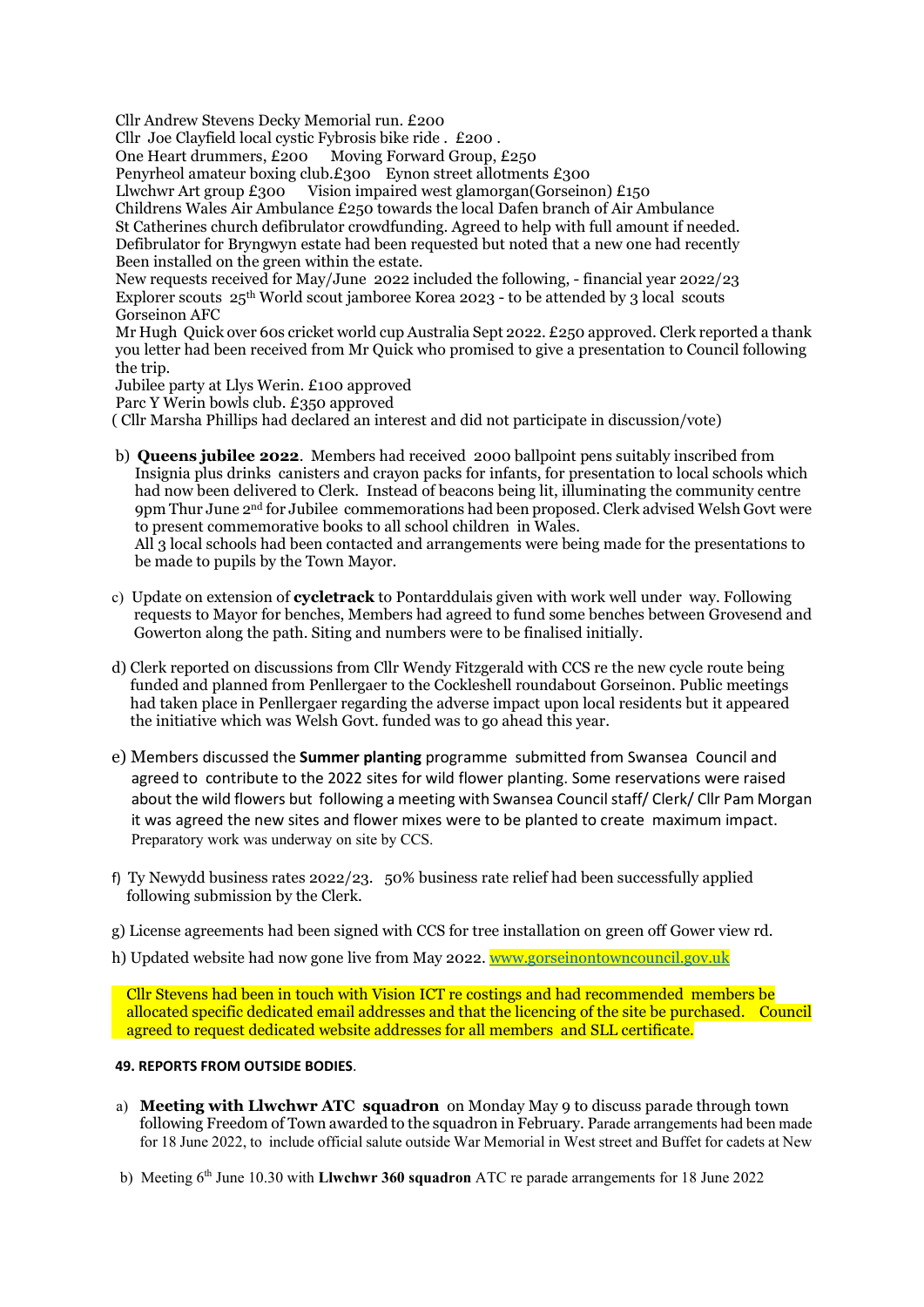Cllr Andrew Stevens Decky Memorial run. £200
Cllr Joe Clayfield local cystic Fybrosis bike ride . £200 .
One Heart drummers, £200 Moving Forward Group, £250
Penyrheol amateur boxing club.£300 Eynon street allotments £300
Llwchwr Art group £300 Vision impaired west glamorgan(Gorseinon) £150
Childrens Wales Air Ambulance £250 towards the local Dafen branch of Air Ambulance
St Catherines church defibrulator crowdfunding. Agreed to help with full amount if needed.
Defibrulator for Bryngwyn estate had been requested but noted that a new one had recently Been installed on the green within the estate.
New requests received for May/June 2022 included the following, - financial year 2022/23
Explorer scouts 25th World scout jamboree Korea 2023 - to be attended by 3 local scouts
Gorseinon AFC
Mr Hugh Quick over 60s cricket world cup Australia Sept 2022. £250 approved. Clerk reported a thank you letter had been received from Mr Quick who promised to give a presentation to Council following the trip.
Jubilee party at Llys Werin. £100 approved
Parc Y Werin bowls club. £350 approved
( Cllr Marsha Phillips had declared an interest and did not participate in discussion/vote)

b) **Queens jubilee 2022**. Members had received 2000 ballpoint pens suitably inscribed from Insignia plus drinks canisters and crayon packs for infants, for presentation to local schools which had now been delivered to Clerk. Instead of beacons being lit, illuminating the community centre 9pm Thur June 2nd for Jubilee commemorations had been proposed. Clerk advised Welsh Govt were to present commemorative books to all school children in Wales.
All 3 local schools had been contacted and arrangements were being made for the presentations to be made to pupils by the Town Mayor.

c) Update on extension of **cycletrack** to Pontarddulais given with work well under way. Following requests to Mayor for benches, Members had agreed to fund some benches between Grovesend and Gowerton along the path. Siting and numbers were to be finalised initially.

d) Clerk reported on discussions from Cllr Wendy Fitzgerald with CCS re the new cycle route being funded and planned from Penllergaer to the Cockleshell roundabout Gorseinon. Public meetings had taken place in Penllergaer regarding the adverse impact upon local residents but it appeared the initiative which was Welsh Govt. funded was to go ahead this year.

e) Members discussed the **Summer planting** programme submitted from Swansea Council and agreed to contribute to the 2022 sites for wild flower planting. Some reservations were raised about the wild flowers but following a meeting with Swansea Council staff/ Clerk/ Cllr Pam Morgan it was agreed the new sites and flower mixes were to be planted to create maximum impact. Preparatory work was underway on site by CCS.

f) Ty Newydd business rates 2022/23. 50% business rate relief had been successfully applied following submission by the Clerk.

g) License agreements had been signed with CCS for tree installation on green off Gower view rd.

h) Updated website had now gone live from May 2022. [www.gorseinontowncouncil.gov.uk](http://www.gorseinontowncouncil.gov.uk)

Cllr Stevens had been in touch with Vision ICT re costings and had recommended members be allocated specific dedicated email addresses and that the licencing of the site be purchased. Council agreed to request dedicated website addresses for all members and SLL certificate.

**49. REPORTS FROM OUTSIDE BODIES**.

a) **Meeting with Llwchwr ATC squadron** on Monday May 9 to discuss parade through town following Freedom of Town awarded to the squadron in February. Parade arrangements had been made for 18 June 2022, to include official salute outside War Memorial in West street and Buffet for cadets at New

b) Meeting 6th June 10.30 with **Llwchwr 360 squadron** ATC re parade arrangements for 18 June 2022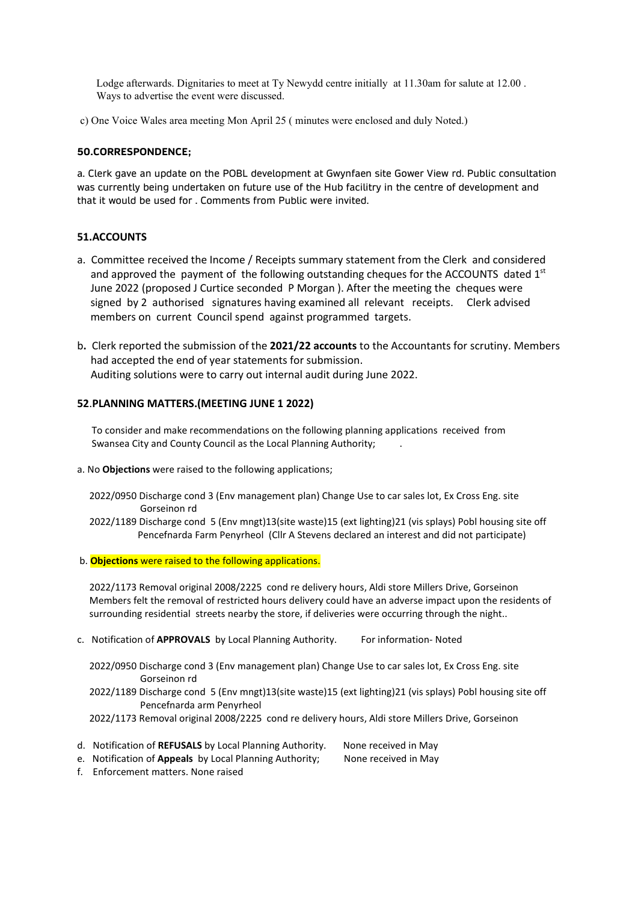Lodge afterwards. Dignitaries to meet at Ty Newydd centre initially at 11.30am for salute at 12.00 . Ways to advertise the event were discussed.

c) One Voice Wales area meeting Mon April 25 ( minutes were enclosed and duly Noted.)

**50.CORRESPONDENCE;**

a. Clerk gave an update on the POBL development at Gwynfaen site Gower View rd. Public consultation was currently being undertaken on future use of the Hub facilitry in the centre of development and that it would be used for . Comments from Public were invited.

**51.ACCOUNTS**

a. Committee received the Income / Receipts summary statement from the Clerk and considered and approved the payment of the following outstanding cheques for the ACCOUNTS dated 1st June 2022 (proposed J Curtice seconded P Morgan ). After the meeting the cheques were signed by 2 authorised signatures having examined all relevant receipts. Clerk advised members on current Council spend against programmed targets.

b. Clerk reported the submission of the **2021/22 accounts** to the Accountants for scrutiny. Members had accepted the end of year statements for submission.
Auditing solutions were to carry out internal audit during June 2022.

**52.PLANNING MATTERS.(MEETING JUNE 1 2022)**

To consider and make recommendations on the following planning applications received from Swansea City and County Council as the Local Planning Authority; .

a. No **Objections** were raised to the following applications;

2022/0950 Discharge cond 3 (Env management plan) Change Use to car sales lot, Ex Cross Eng. site Gorseinon rd
2022/1189 Discharge cond 5 (Env mngt)13(site waste)15 (ext lighting)21 (vis splays) Pobl housing site off Pencefnarda Farm Penyrheol (Cllr A Stevens declared an interest and did not participate)

b. **Objections** were raised to the following applications.

2022/1173 Removal original 2008/2225 cond re delivery hours, Aldi store Millers Drive, Gorseinon
Members felt the removal of restricted hours delivery could have an adverse impact upon the residents of surrounding residential streets nearby the store, if deliveries were occurring through the night..

c. Notification of **APPROVALS** by Local Planning Authority. For information- Noted

2022/0950 Discharge cond 3 (Env management plan) Change Use to car sales lot, Ex Cross Eng. site Gorseinon rd
2022/1189 Discharge cond 5 (Env mngt)13(site waste)15 (ext lighting)21 (vis splays) Pobl housing site off Pencefnarda arm Penyrheol
2022/1173 Removal original 2008/2225 cond re delivery hours, Aldi store Millers Drive, Gorseinon

d. Notification of **REFUSALS** by Local Planning Authority. None received in May
e. Notification of **Appeals** by Local Planning Authority; None received in May
f. Enforcement matters. None raised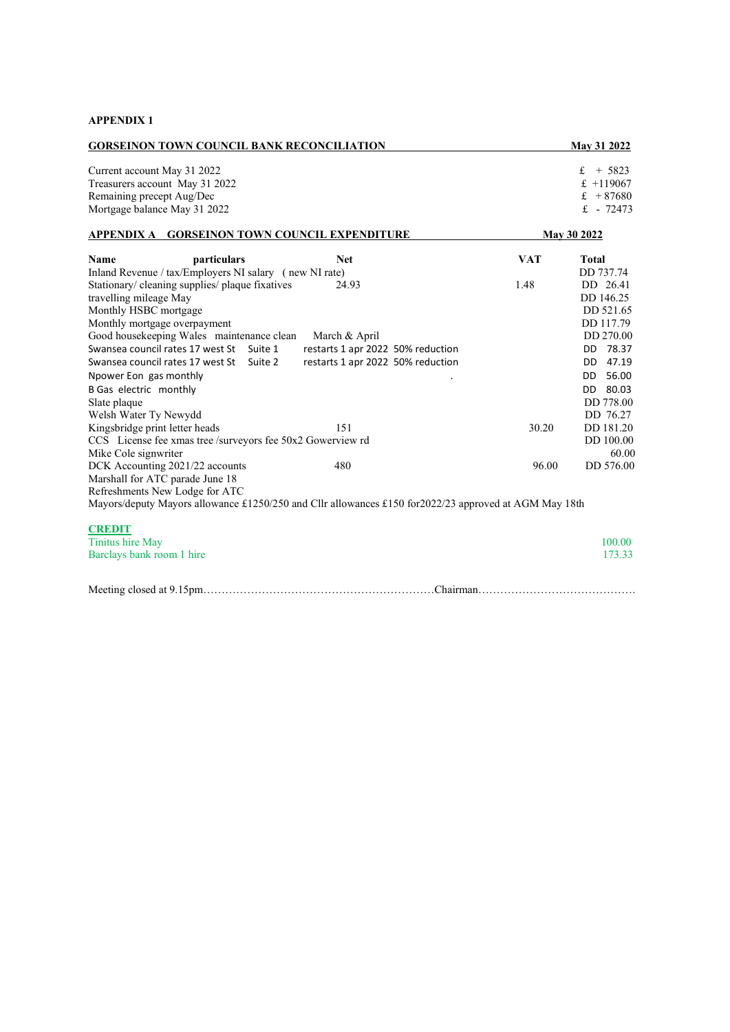**APPENDIX 1**

**GORSEINON TOWN COUNCIL BANK RECONCILIATION** **May 31 2022**

| | |
|---|---|
| Current account May 31 2022 | £ + 5823 |
| Treasurers account May 31 2022 | £ +119067 |
| Remaining precept Aug/Dec | £ + 87680 |
| Mortgage balance May 31 2022 | £ - 72473 |

**APPENDIX A GORSEINON TOWN COUNCIL EXPENDITURE** **May 30 2022**

| Name particulars | Net | VAT | Total |
|---|---|---|---|
| Inland Revenue / tax/Employers NI salary ( new NI rate) | | | DD 737.74 |
| Stationary/ cleaning supplies/ plaque fixatives | 24.93 | 1.48 | DD 26.41 |
| travelling mileage May | | | DD 146.25 |
| Monthly HSBC mortgage | | | DD 521.65 |
| Monthly mortgage overpayment | | | DD 117.79 |
| Good housekeeping Wales maintenance clean | March & April | | DD 270.00 |
| Swansea council rates 17 west St Suite 1 | restarts 1 apr 2022 50% reduction | | DD 78.37 |
| Swansea council rates 17 west St Suite 2 | restarts 1 apr 2022 50% reduction | | DD 47.19 |
| Npower Eon gas monthly | | . | DD 56.00 |
| B Gas electric monthly | | | DD 80.03 |
| Slate plaque | | | DD 778.00 |
| Welsh Water Ty Newydd | | | DD 76.27 |
| Kingsbridge print letter heads | 151 | 30.20 | DD 181.20 |
| CCS License fee xmas tree /surveyors fee 50x2 Gowerview rd | | | DD 100.00 |
| Mike Cole signwriter | | | 60.00 |
| DCK Accounting 2021/22 accounts | 480 | 96.00 | DD 576.00 |
| Marshall for ATC parade June 18 | | | |
| Refreshments New Lodge for ATC | | | |

Mayors/deputy Mayors allowance £1250/250 and Cllr allowances £150 for2022/23 approved at AGM May 18th

**CREDIT**

| | |
|---|---|
| Tinitus hire May | 100.00 |
| Barclays bank room 1 hire | 173.33 |

Meeting closed at 9.15pm……………………………………………………………Chairman……………………………………….